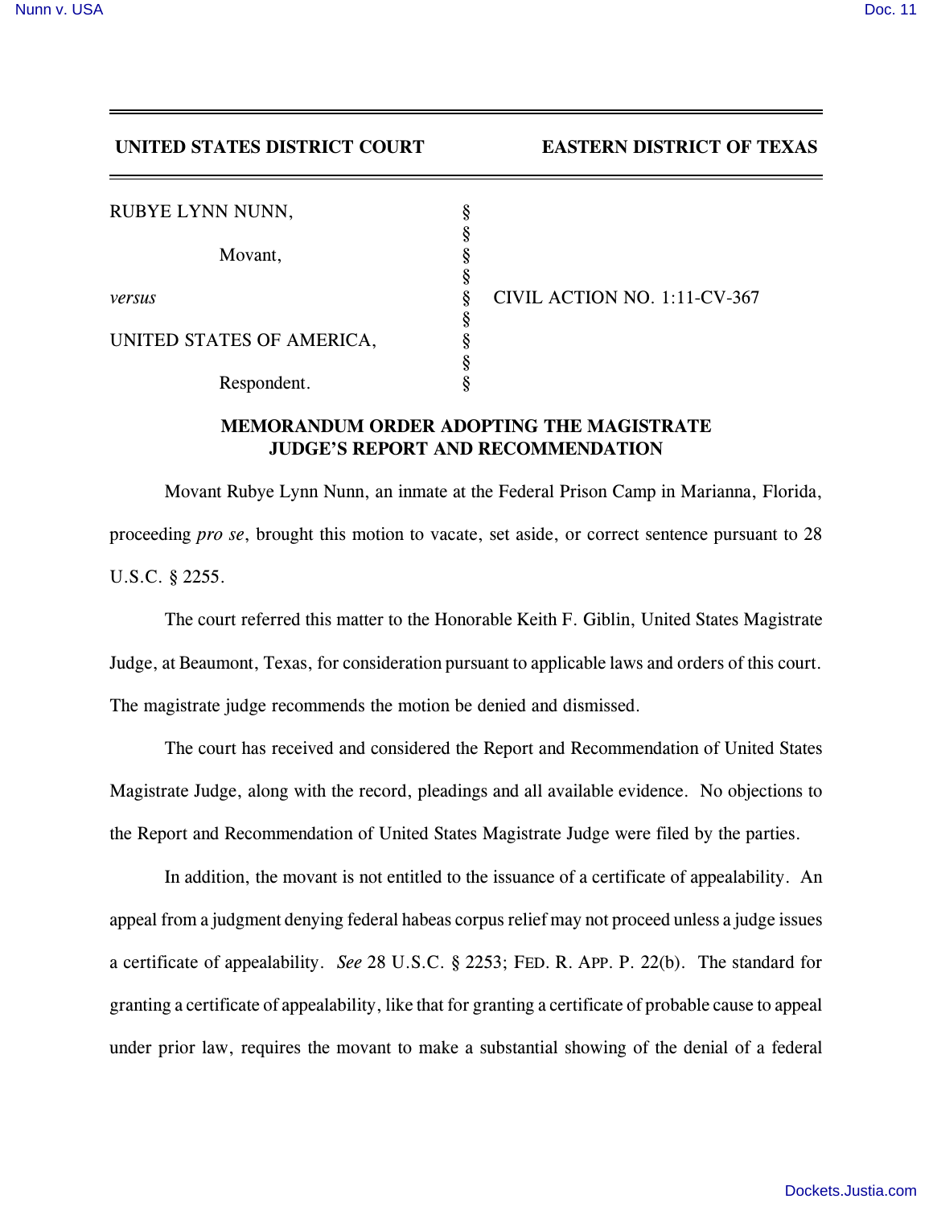**UNITED STATES DISTRICT COURT — EASTERN DISTRICT OF TEXAS**

RUBYE LYNN NUNN, §
§
Movant, §
§
*versus* § CIVIL ACTION NO. 1:11-CV-367
§
UNITED STATES OF AMERICA, §
§
Respondent. §

## MEMORANDUM ORDER ADOPTING THE MAGISTRATE JUDGE'S REPORT AND RECOMMENDATION

Movant Rubye Lynn Nunn, an inmate at the Federal Prison Camp in Marianna, Florida, proceeding *pro se*, brought this motion to vacate, set aside, or correct sentence pursuant to 28 U.S.C. § 2255.

The court referred this matter to the Honorable Keith F. Giblin, United States Magistrate Judge, at Beaumont, Texas, for consideration pursuant to applicable laws and orders of this court. The magistrate judge recommends the motion be denied and dismissed.

The court has received and considered the Report and Recommendation of United States Magistrate Judge, along with the record, pleadings and all available evidence. No objections to the Report and Recommendation of United States Magistrate Judge were filed by the parties.

In addition, the movant is not entitled to the issuance of a certificate of appealability. An appeal from a judgment denying federal habeas corpus relief may not proceed unless a judge issues a certificate of appealability. *See* 28 U.S.C. § 2253; FED. R. APP. P. 22(b). The standard for granting a certificate of appealability, like that for granting a certificate of probable cause to appeal under prior law, requires the movant to make a substantial showing of the denial of a federal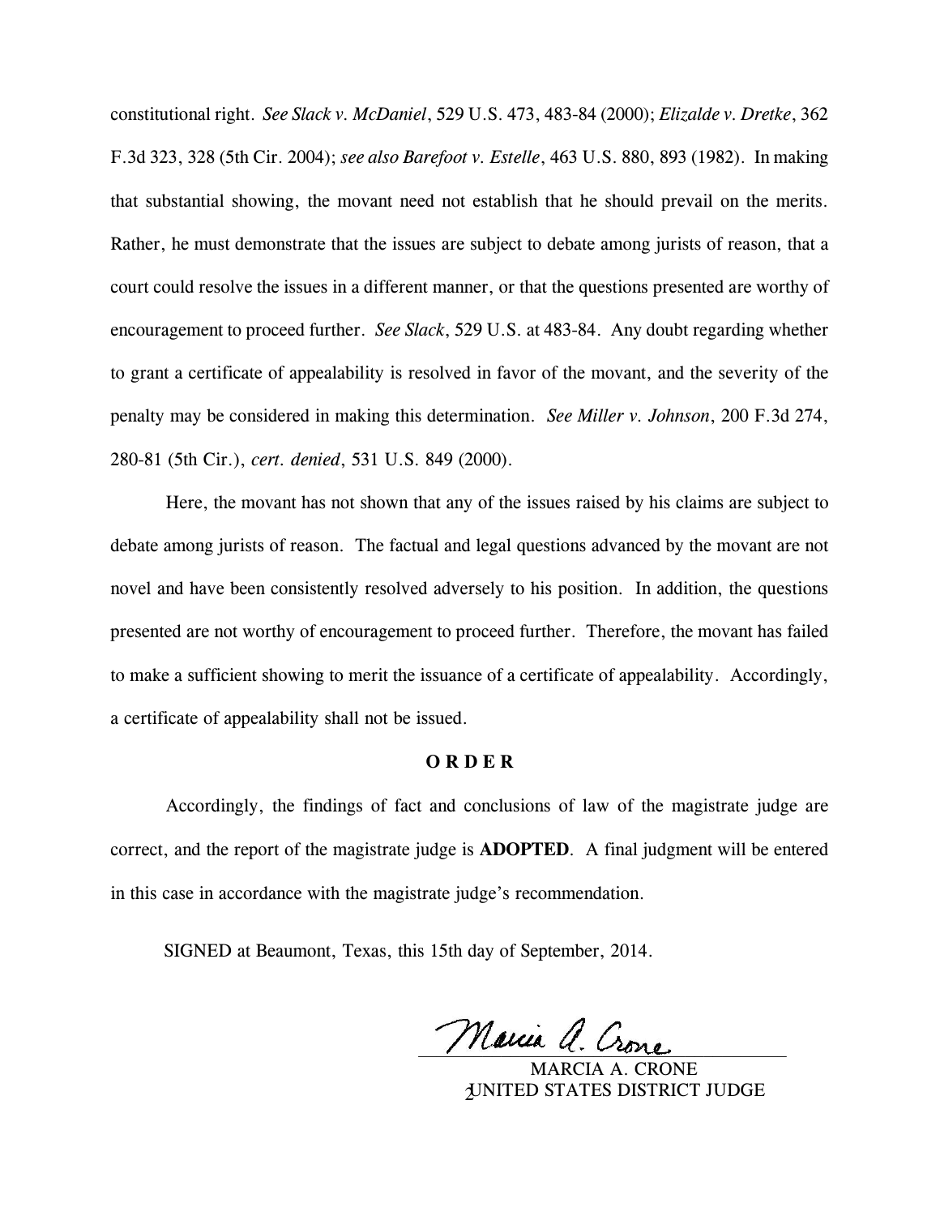constitutional right. *See Slack v. McDaniel*, 529 U.S. 473, 483-84 (2000); *Elizalde v. Dretke*, 362 F.3d 323, 328 (5th Cir. 2004); *see also Barefoot v. Estelle*, 463 U.S. 880, 893 (1982). In making that substantial showing, the movant need not establish that he should prevail on the merits. Rather, he must demonstrate that the issues are subject to debate among jurists of reason, that a court could resolve the issues in a different manner, or that the questions presented are worthy of encouragement to proceed further. *See Slack*, 529 U.S. at 483-84. Any doubt regarding whether to grant a certificate of appealability is resolved in favor of the movant, and the severity of the penalty may be considered in making this determination. *See Miller v. Johnson*, 200 F.3d 274, 280-81 (5th Cir.), *cert. denied*, 531 U.S. 849 (2000).

Here, the movant has not shown that any of the issues raised by his claims are subject to debate among jurists of reason. The factual and legal questions advanced by the movant are not novel and have been consistently resolved adversely to his position. In addition, the questions presented are not worthy of encouragement to proceed further. Therefore, the movant has failed to make a sufficient showing to merit the issuance of a certificate of appealability. Accordingly, a certificate of appealability shall not be issued.

**O R D E R**

Accordingly, the findings of fact and conclusions of law of the magistrate judge are correct, and the report of the magistrate judge is **ADOPTED**. A final judgment will be entered in this case in accordance with the magistrate judge's recommendation.

SIGNED at Beaumont, Texas, this 15th day of September, 2014.

Marcia A. Crone

MARCIA A. CRONE
UNITED STATES DISTRICT JUDGE